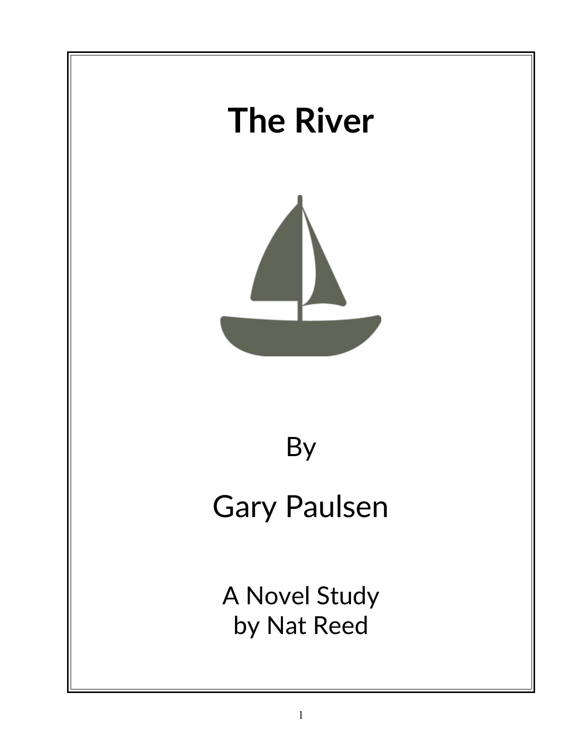# The River

By

Gary Paulsen

A Novel Study
by Nat Reed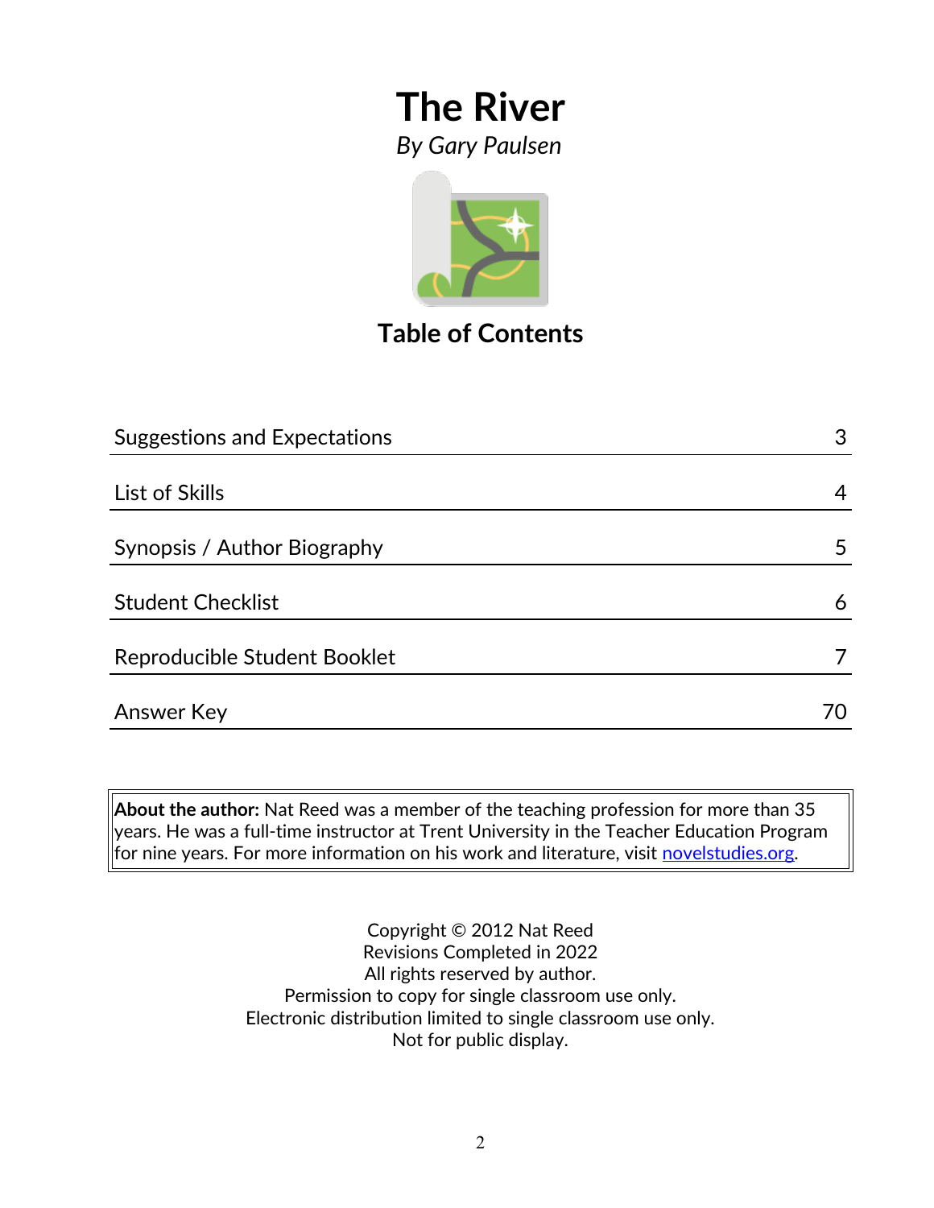# The River

*By Gary Paulsen*

## Table of Contents

| | |
|---|---|
| Suggestions and Expectations | 3 |
| List of Skills | 4 |
| Synopsis / Author Biography | 5 |
| Student Checklist | 6 |
| Reproducible Student Booklet | 7 |
| Answer Key | 70 |

**About the author:** Nat Reed was a member of the teaching profession for more than 35 years. He was a full-time instructor at Trent University in the Teacher Education Program for nine years. For more information on his work and literature, visit novelstudies.org.

Copyright © 2012 Nat Reed
Revisions Completed in 2022
All rights reserved by author.
Permission to copy for single classroom use only.
Electronic distribution limited to single classroom use only.
Not for public display.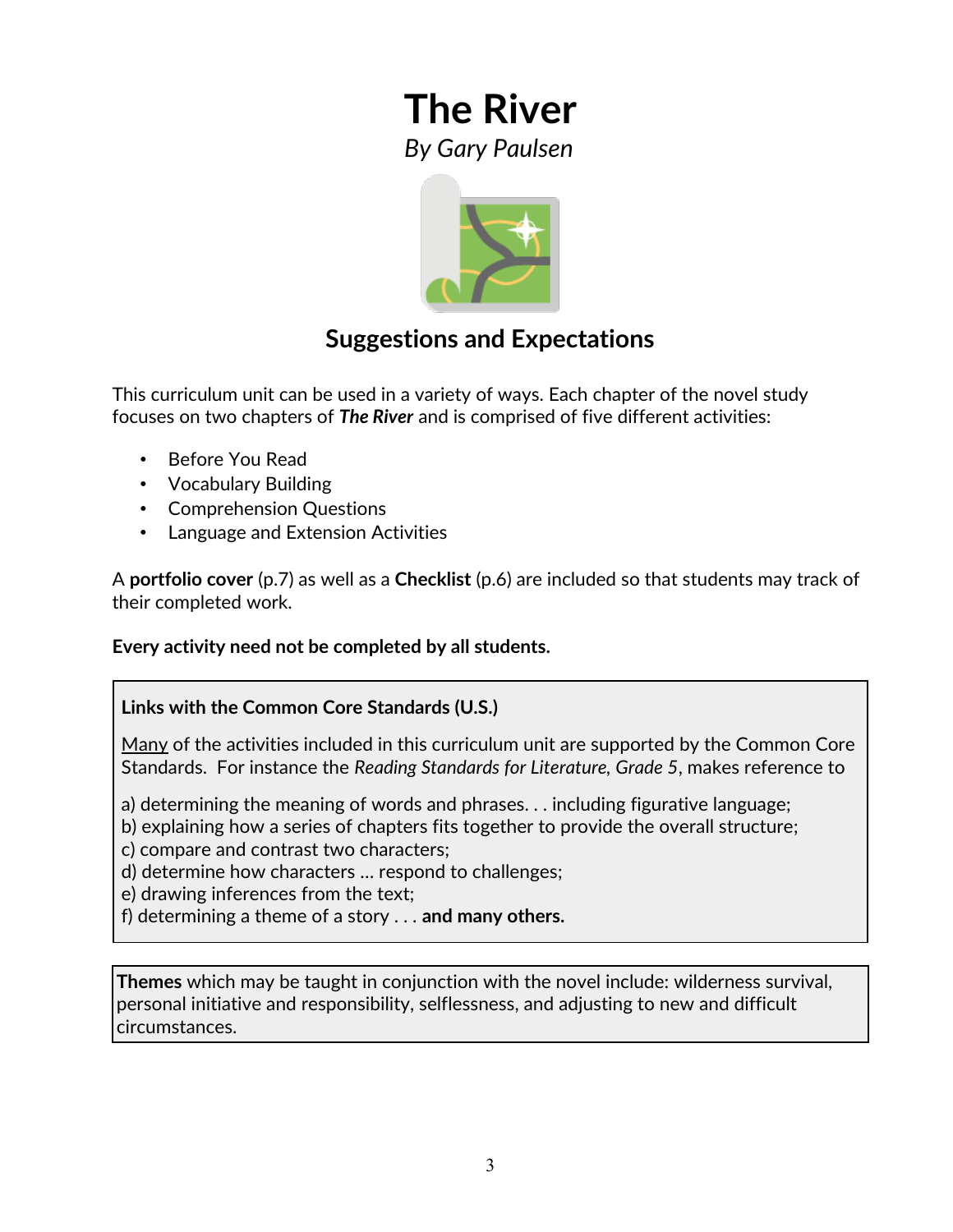# The River

*By Gary Paulsen*

## Suggestions and Expectations

This curriculum unit can be used in a variety of ways. Each chapter of the novel study focuses on two chapters of ***The River*** and is comprised of five different activities:

- Before You Read
- Vocabulary Building
- Comprehension Questions
- Language and Extension Activities

A **portfolio cover** (p.7) as well as a **Checklist** (p.6) are included so that students may track of their completed work.

**Every activity need not be completed by all students.**

**Links with the Common Core Standards (U.S.)**

<u>Many</u> of the activities included in this curriculum unit are supported by the Common Core Standards. For instance the *Reading Standards for Literature, Grade 5*, makes reference to

a) determining the meaning of words and phrases. . . including figurative language;
b) explaining how a series of chapters fits together to provide the overall structure;
c) compare and contrast two characters;
d) determine how characters … respond to challenges;
e) drawing inferences from the text;
f) determining a theme of a story . . . **and many others.**

**Themes** which may be taught in conjunction with the novel include: wilderness survival, personal initiative and responsibility, selflessness, and adjusting to new and difficult circumstances.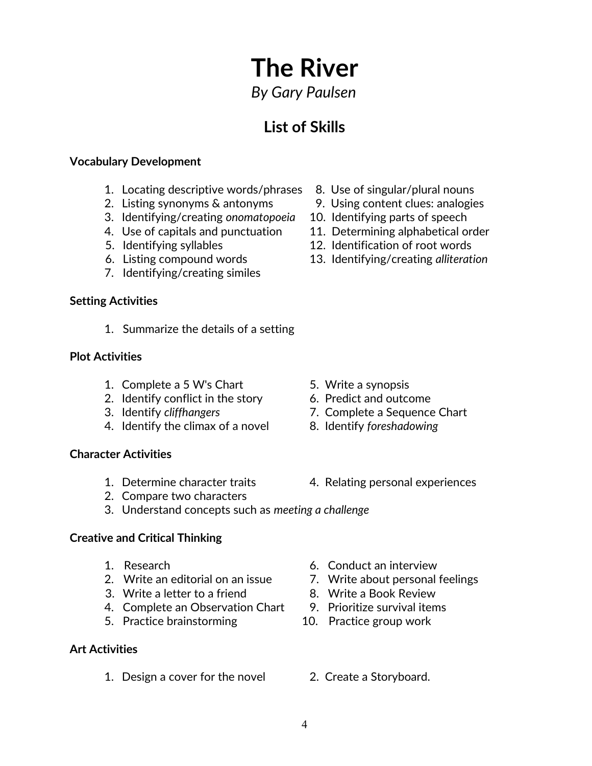# The River

*By Gary Paulsen*

## List of Skills

**Vocabulary Development**

1. Locating descriptive words/phrases
2. Listing synonyms & antonyms
3. Identifying/creating *onomatopoeia*
4. Use of capitals and punctuation
5. Identifying syllables
6. Listing compound words
7. Identifying/creating similes
8. Use of singular/plural nouns
9. Using content clues: analogies
10. Identifying parts of speech
11. Determining alphabetical order
12. Identification of root words
13. Identifying/creating *alliteration*

**Setting Activities**

1. Summarize the details of a setting

**Plot Activities**

1. Complete a 5 W's Chart
2. Identify conflict in the story
3. Identify *cliffhangers*
4. Identify the climax of a novel
5. Write a synopsis
6. Predict and outcome
7. Complete a Sequence Chart
8. Identify *foreshadowing*

**Character Activities**

1. Determine character traits
2. Compare two characters
3. Understand concepts such as *meeting a challenge*
4. Relating personal experiences

**Creative and Critical Thinking**

1. Research
2. Write an editorial on an issue
3. Write a letter to a friend
4. Complete an Observation Chart
5. Practice brainstorming
6. Conduct an interview
7. Write about personal feelings
8. Write a Book Review
9. Prioritize survival items
10. Practice group work

**Art Activities**

1. Design a cover for the novel
2. Create a Storyboard.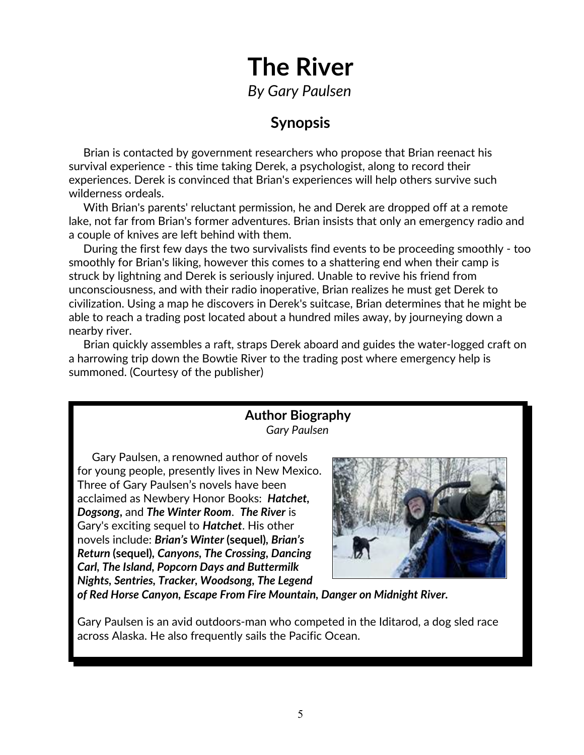# The River

*By Gary Paulsen*

## Synopsis

Brian is contacted by government researchers who propose that Brian reenact his survival experience - this time taking Derek, a psychologist, along to record their experiences. Derek is convinced that Brian's experiences will help others survive such wilderness ordeals.

With Brian's parents' reluctant permission, he and Derek are dropped off at a remote lake, not far from Brian's former adventures. Brian insists that only an emergency radio and a couple of knives are left behind with them.

During the first few days the two survivalists find events to be proceeding smoothly - too smoothly for Brian's liking, however this comes to a shattering end when their camp is struck by lightning and Derek is seriously injured. Unable to revive his friend from unconsciousness, and with their radio inoperative, Brian realizes he must get Derek to civilization. Using a map he discovers in Derek's suitcase, Brian determines that he might be able to reach a trading post located about a hundred miles away, by journeying down a nearby river.

Brian quickly assembles a raft, straps Derek aboard and guides the water-logged craft on a harrowing trip down the Bowtie River to the trading post where emergency help is summoned. (Courtesy of the publisher)

### Author Biography

*Gary Paulsen*

Gary Paulsen, a renowned author of novels for young people, presently lives in New Mexico. Three of Gary Paulsen's novels have been acclaimed as Newbery Honor Books: ***Hatchet, Dogsong,*** and ***The Winter Room***. ***The River*** is Gary's exciting sequel to ***Hatchet***. His other novels include: ***Brian's Winter* (sequel), *Brian's Return* (sequel), *Canyons, The Crossing, Dancing Carl, The Island, Popcorn Days and Buttermilk Nights, Sentries, Tracker, Woodsong, The Legend of Red Horse Canyon, Escape From Fire Mountain, Danger on Midnight River.***

Gary Paulsen is an avid outdoors-man who competed in the Iditarod, a dog sled race across Alaska. He also frequently sails the Pacific Ocean.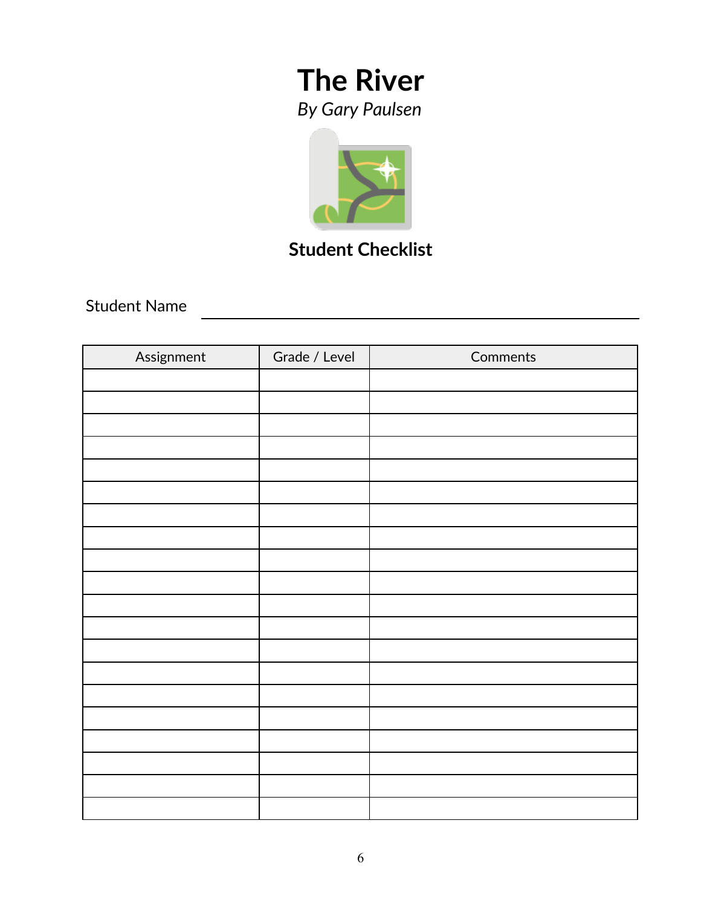# The River

*By Gary Paulsen*

## Student Checklist

Student Name ____________________________________________

| Assignment | Grade / Level | Comments |
| --- | --- | --- |
| | | |
| | | |
| | | |
| | | |
| | | |
| | | |
| | | |
| | | |
| | | |
| | | |
| | | |
| | | |
| | | |
| | | |
| | | |
| | | |
| | | |
| | | |
| | | |
| | | |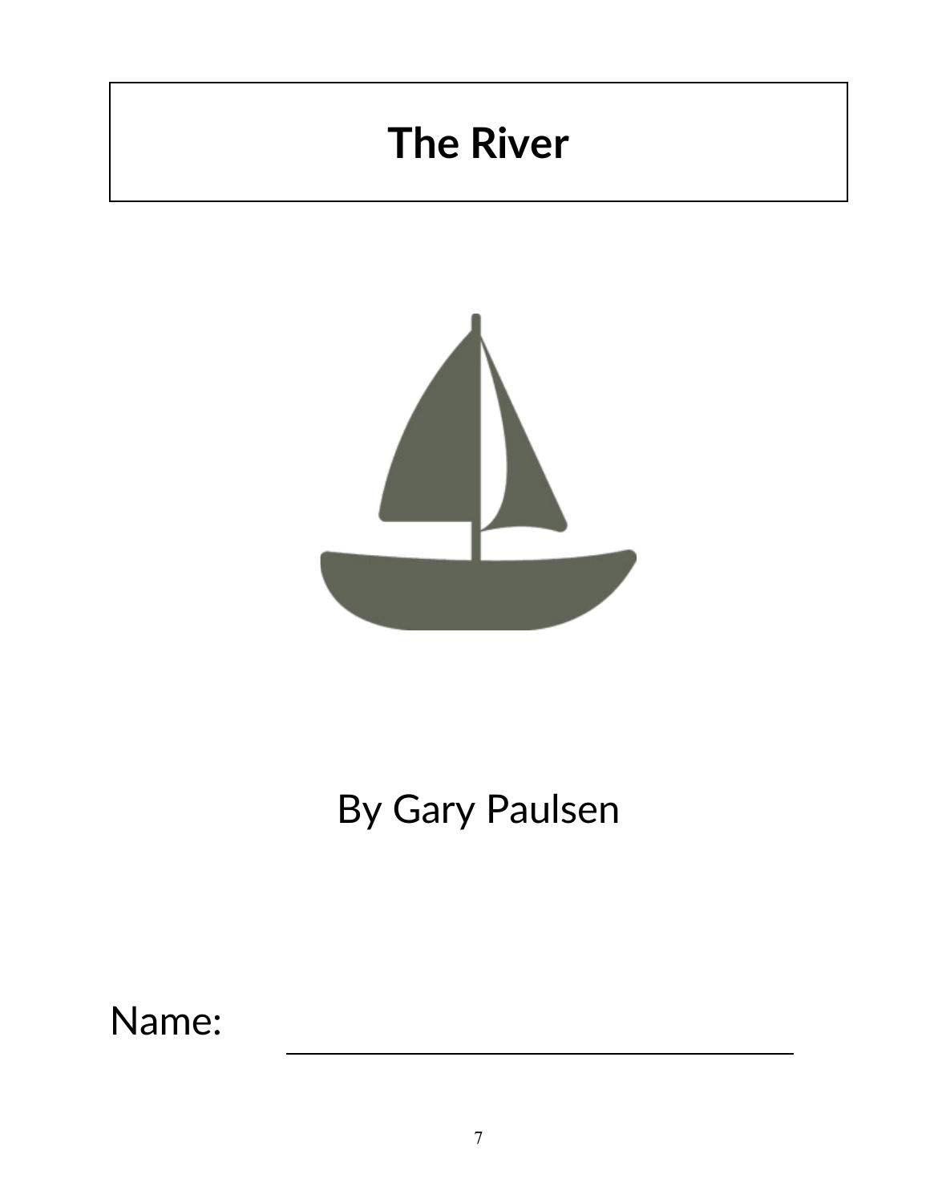# The River

By Gary Paulsen

Name: ______________________________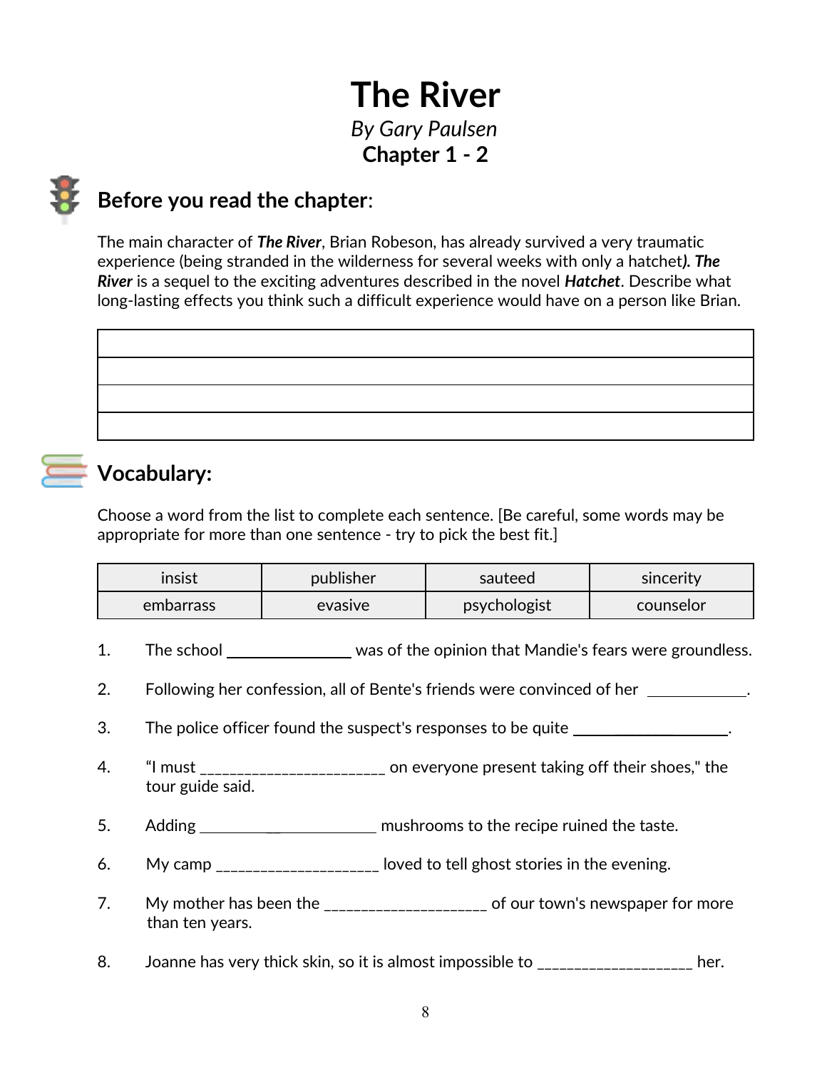# The River

*By Gary Paulsen*

**Chapter 1 - 2**

## Before you read the chapter:

The main character of ***The River***, Brian Robeson, has already survived a very traumatic experience (being stranded in the wilderness for several weeks with only a hatchet***). The River*** is a sequel to the exciting adventures described in the novel ***Hatchet***. Describe what long-lasting effects you think such a difficult experience would have on a person like Brian.

| |
|---|
| |
| |
| |
| |

## Vocabulary:

Choose a word from the list to complete each sentence. [Be careful, some words may be appropriate for more than one sentence - try to pick the best fit.]

| insist | publisher | sauteed | sincerity |
|---|---|---|---|
| embarrass | evasive | psychologist | counselor |

1. The school _______________ was of the opinion that Mandie's fears were groundless.

2. Following her confession, all of Bente's friends were convinced of her ____________.

3. The police officer found the suspect's responses to be quite ___________________.

4. "I must ________________________ on everyone present taking off their shoes," the tour guide said.

5. Adding ______________________ mushrooms to the recipe ruined the taste.

6. My camp ____________________ loved to tell ghost stories in the evening.

7. My mother has been the ____________________ of our town's newspaper for more than ten years.

8. Joanne has very thick skin, so it is almost impossible to ___________________ her.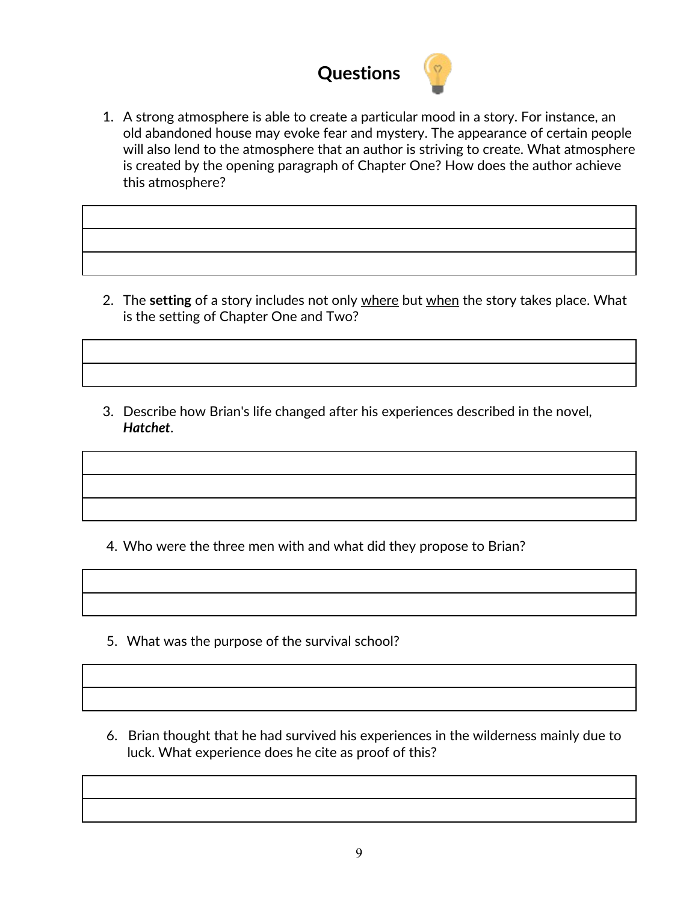## Questions

1. A strong atmosphere is able to create a particular mood in a story. For instance, an old abandoned house may evoke fear and mystery. The appearance of certain people will also lend to the atmosphere that an author is striving to create. What atmosphere is created by the opening paragraph of Chapter One? How does the author achieve this atmosphere?

2. The **setting** of a story includes not only <u>where</u> but <u>when</u> the story takes place. What is the setting of Chapter One and Two?

3. Describe how Brian's life changed after his experiences described in the novel, ***Hatchet***.

4. Who were the three men with and what did they propose to Brian?

5. What was the purpose of the survival school?

6. Brian thought that he had survived his experiences in the wilderness mainly due to luck. What experience does he cite as proof of this?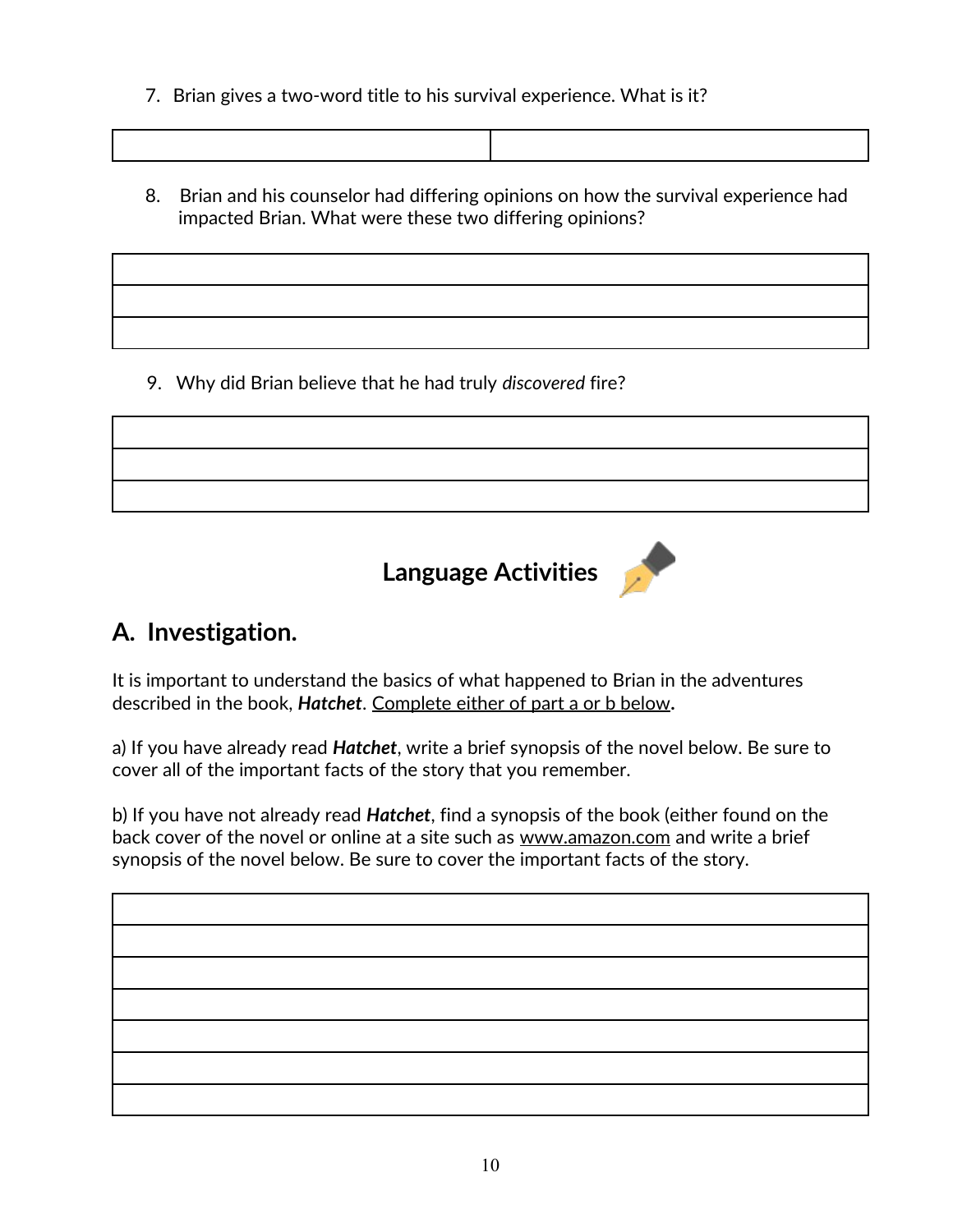7. Brian gives a two-word title to his survival experience. What is it?

| | |
|---|---|
| | |

8. Brian and his counselor had differing opinions on how the survival experience had impacted Brian. What were these two differing opinions?

| |
|---|
| |
| |
| |

9. Why did Brian believe that he had truly *discovered* fire?

| |
|---|
| |
| |
| |

## Language Activities

## A. Investigation.

It is important to understand the basics of what happened to Brian in the adventures described in the book, ***Hatchet***. <u>Complete either of part a or b below</u>**.**

a) If you have already read ***Hatchet***, write a brief synopsis of the novel below. Be sure to cover all of the important facts of the story that you remember.

b) If you have not already read ***Hatchet***, find a synopsis of the book (either found on the back cover of the novel or online at a site such as <u>www.amazon.com</u> and write a brief synopsis of the novel below. Be sure to cover the important facts of the story.

| |
|---|
| |
| |
| |
| |
| |
| |
| |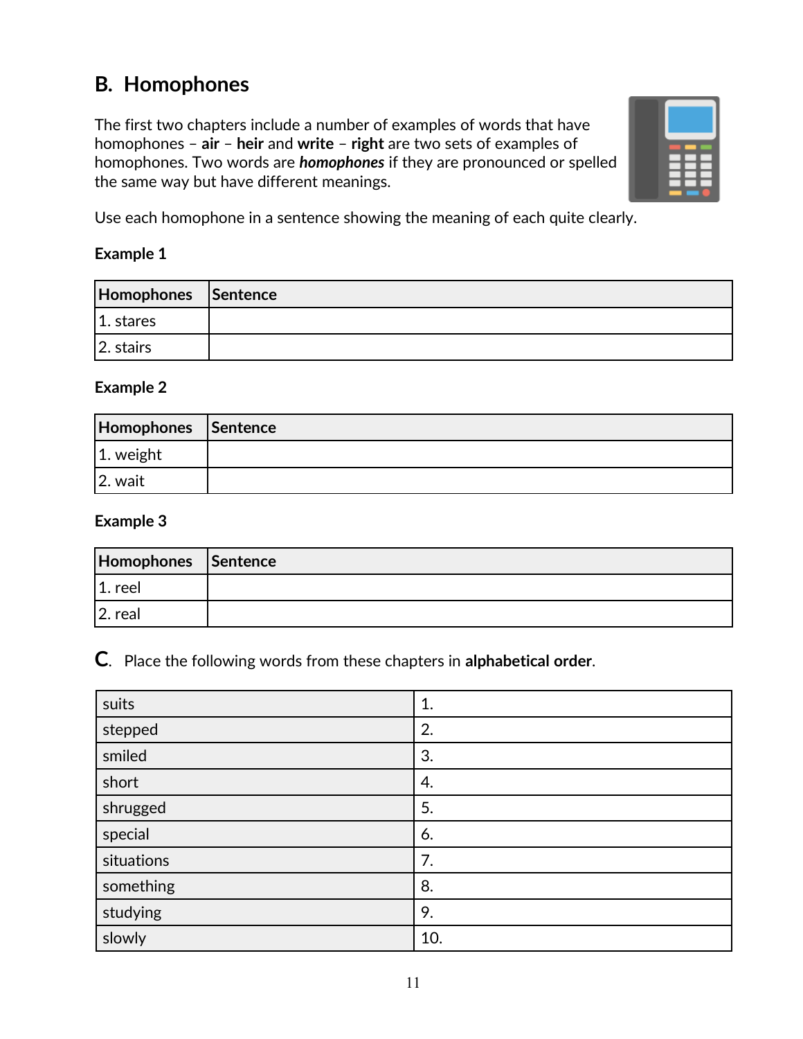## B. Homophones

The first two chapters include a number of examples of words that have homophones – **air** – **heir** and **write** – **right** are two sets of examples of homophones. Two words are ***homophones*** if they are pronounced or spelled the same way but have different meanings.

Use each homophone in a sentence showing the meaning of each quite clearly.

**Example 1**

| Homophones | Sentence |
|---|---|
| 1. stares | |
| 2. stairs | |

**Example 2**

| Homophones | Sentence |
|---|---|
| 1. weight | |
| 2. wait | |

**Example 3**

| Homophones | Sentence |
|---|---|
| 1. reel | |
| 2. real | |

## C. Place the following words from these chapters in **alphabetical order**.

| | |
|---|---|
| suits | 1. |
| stepped | 2. |
| smiled | 3. |
| short | 4. |
| shrugged | 5. |
| special | 6. |
| situations | 7. |
| something | 8. |
| studying | 9. |
| slowly | 10. |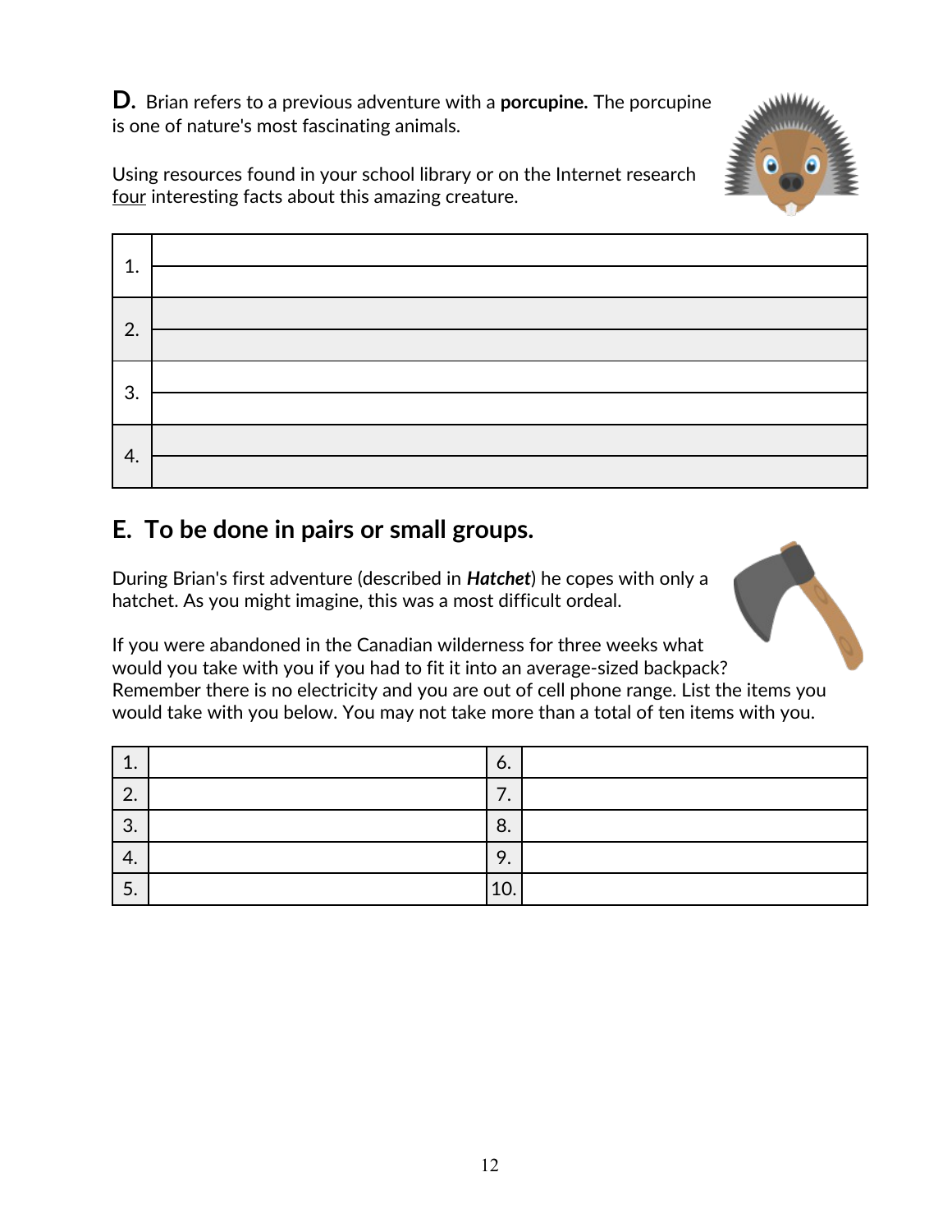**D.** Brian refers to a previous adventure with a **porcupine.** The porcupine is one of nature's most fascinating animals.

Using resources found in your school library or on the Internet research four interesting facts about this amazing creature.

| | |
|---|---|
| 1. | |
| 2. | |
| 3. | |
| 4. | |

## E. To be done in pairs or small groups.

During Brian's first adventure (described in ***Hatchet***) he copes with only a hatchet. As you might imagine, this was a most difficult ordeal.

If you were abandoned in the Canadian wilderness for three weeks what would you take with you if you had to fit it into an average-sized backpack? Remember there is no electricity and you are out of cell phone range. List the items you would take with you below. You may not take more than a total of ten items with you.

| | | | |
|---|---|---|---|
| 1. | | 6. | |
| 2. | | 7. | |
| 3. | | 8. | |
| 4. | | 9. | |
| 5. | | 10. | |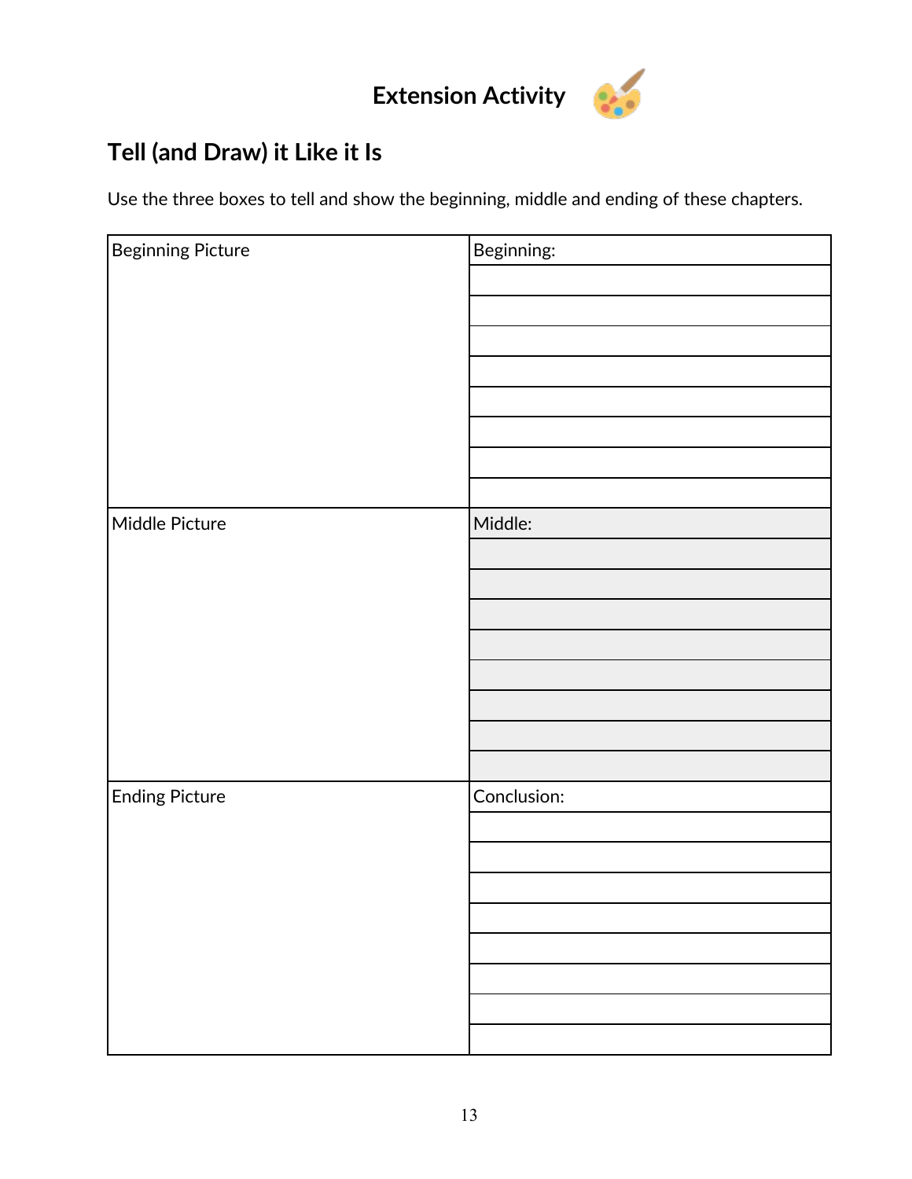# Extension Activity

## Tell (and Draw) it Like it Is

Use the three boxes to tell and show the beginning, middle and ending of these chapters.

| | |
|---|---|
| Beginning Picture | Beginning: |
| | |
| | |
| | |
| | |
| | |
| | |
| | |
| | |
| Middle Picture | Middle: |
| | |
| | |
| | |
| | |
| | |
| | |
| | |
| | |
| Ending Picture | Conclusion: |
| | |
| | |
| | |
| | |
| | |
| | |
| | |
| | |